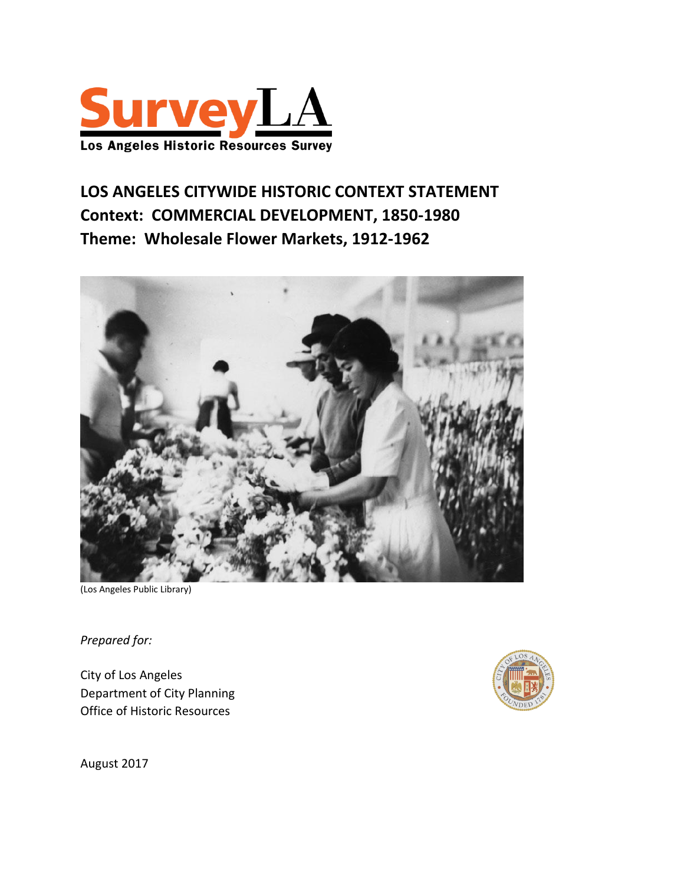SurveyLA

Los Angeles Historic Resources Survey

# LOS ANGELES CITYWIDE HISTORIC CONTEXT STATEMENT
## Context: COMMERCIAL DEVELOPMENT, 1850-1980
## Theme: Wholesale Flower Markets, 1912-1962

(Los Angeles Public Library)

*Prepared for:*

City of Los Angeles
Department of City Planning
Office of Historic Resources

August 2017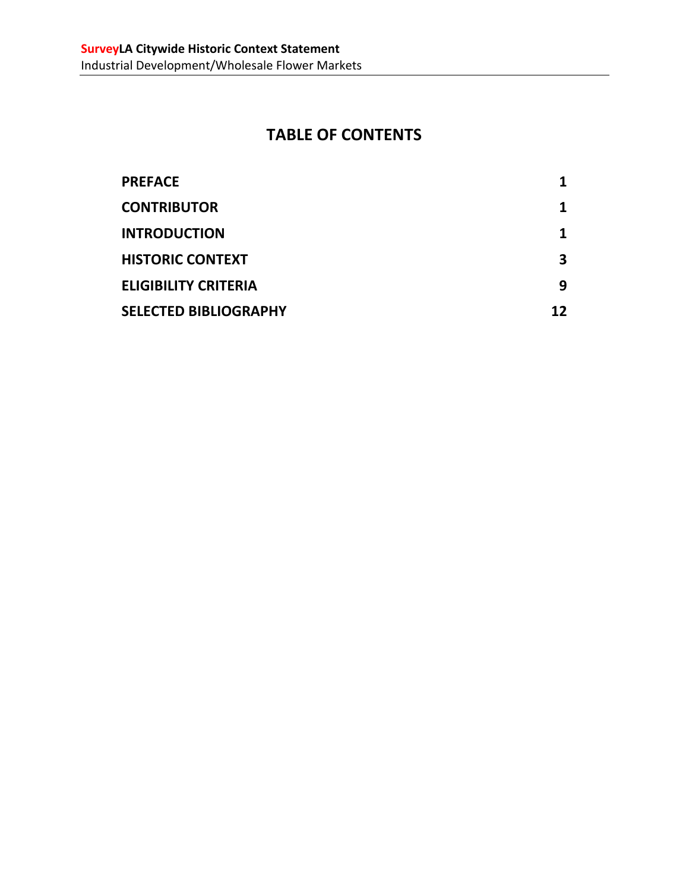# TABLE OF CONTENTS

| | |
|---|---|
| **PREFACE** | **1** |
| **CONTRIBUTOR** | **1** |
| **INTRODUCTION** | **1** |
| **HISTORIC CONTEXT** | **3** |
| **ELIGIBILITY CRITERIA** | **9** |
| **SELECTED BIBLIOGRAPHY** | **12** |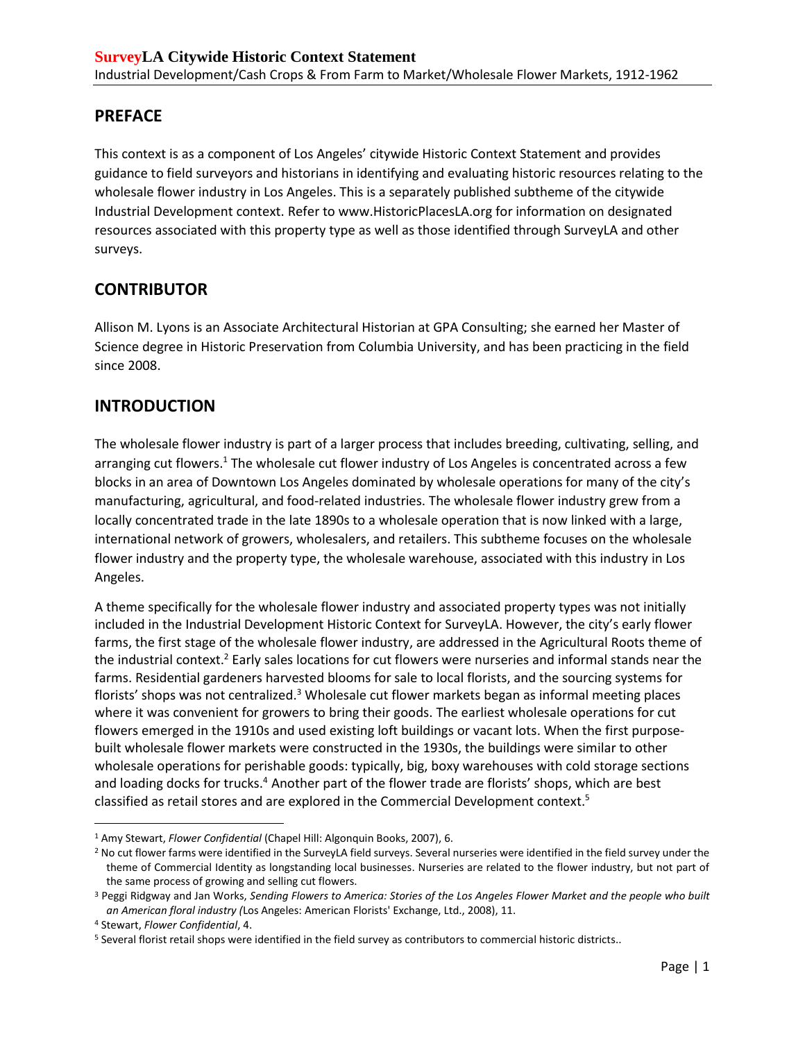## PREFACE

This context is as a component of Los Angeles' citywide Historic Context Statement and provides guidance to field surveyors and historians in identifying and evaluating historic resources relating to the wholesale flower industry in Los Angeles. This is a separately published subtheme of the citywide Industrial Development context. Refer to www.HistoricPlacesLA.org for information on designated resources associated with this property type as well as those identified through SurveyLA and other surveys.

## CONTRIBUTOR

Allison M. Lyons is an Associate Architectural Historian at GPA Consulting; she earned her Master of Science degree in Historic Preservation from Columbia University, and has been practicing in the field since 2008.

## INTRODUCTION

The wholesale flower industry is part of a larger process that includes breeding, cultivating, selling, and arranging cut flowers.[1] The wholesale cut flower industry of Los Angeles is concentrated across a few blocks in an area of Downtown Los Angeles dominated by wholesale operations for many of the city's manufacturing, agricultural, and food-related industries. The wholesale flower industry grew from a locally concentrated trade in the late 1890s to a wholesale operation that is now linked with a large, international network of growers, wholesalers, and retailers. This subtheme focuses on the wholesale flower industry and the property type, the wholesale warehouse, associated with this industry in Los Angeles.

A theme specifically for the wholesale flower industry and associated property types was not initially included in the Industrial Development Historic Context for SurveyLA. However, the city's early flower farms, the first stage of the wholesale flower industry, are addressed in the Agricultural Roots theme of the industrial context.[2] Early sales locations for cut flowers were nurseries and informal stands near the farms. Residential gardeners harvested blooms for sale to local florists, and the sourcing systems for florists' shops was not centralized.[3] Wholesale cut flower markets began as informal meeting places where it was convenient for growers to bring their goods. The earliest wholesale operations for cut flowers emerged in the 1910s and used existing loft buildings or vacant lots. When the first purpose-built wholesale flower markets were constructed in the 1930s, the buildings were similar to other wholesale operations for perishable goods: typically, big, boxy warehouses with cold storage sections and loading docks for trucks.[4] Another part of the flower trade are florists' shops, which are best classified as retail stores and are explored in the Commercial Development context.[5]

[1] Amy Stewart, *Flower Confidential* (Chapel Hill: Algonquin Books, 2007), 6.

[2] No cut flower farms were identified in the SurveyLA field surveys. Several nurseries were identified in the field survey under the theme of Commercial Identity as longstanding local businesses. Nurseries are related to the flower industry, but not part of the same process of growing and selling cut flowers.

[3] Peggi Ridgway and Jan Works, *Sending Flowers to America: Stories of the Los Angeles Flower Market and the people who built an American floral industry (*Los Angeles: American Florists' Exchange, Ltd., 2008), 11.

[4] Stewart, *Flower Confidential*, 4.

[5] Several florist retail shops were identified in the field survey as contributors to commercial historic districts..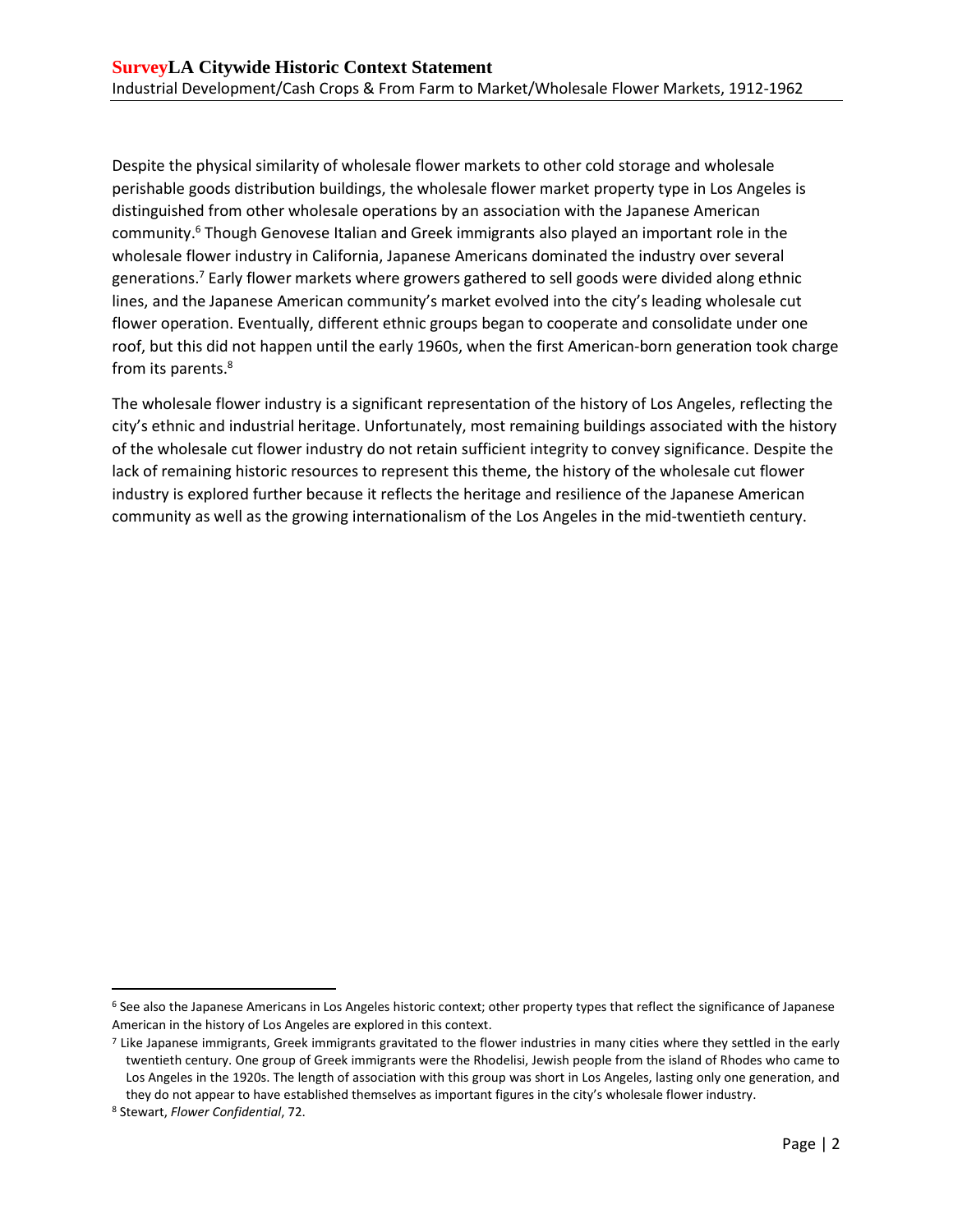Despite the physical similarity of wholesale flower markets to other cold storage and wholesale perishable goods distribution buildings, the wholesale flower market property type in Los Angeles is distinguished from other wholesale operations by an association with the Japanese American community.[6] Though Genovese Italian and Greek immigrants also played an important role in the wholesale flower industry in California, Japanese Americans dominated the industry over several generations.[7] Early flower markets where growers gathered to sell goods were divided along ethnic lines, and the Japanese American community's market evolved into the city's leading wholesale cut flower operation. Eventually, different ethnic groups began to cooperate and consolidate under one roof, but this did not happen until the early 1960s, when the first American-born generation took charge from its parents.[8]

The wholesale flower industry is a significant representation of the history of Los Angeles, reflecting the city's ethnic and industrial heritage. Unfortunately, most remaining buildings associated with the history of the wholesale cut flower industry do not retain sufficient integrity to convey significance. Despite the lack of remaining historic resources to represent this theme, the history of the wholesale cut flower industry is explored further because it reflects the heritage and resilience of the Japanese American community as well as the growing internationalism of the Los Angeles in the mid-twentieth century.

---

[6] See also the Japanese Americans in Los Angeles historic context; other property types that reflect the significance of Japanese American in the history of Los Angeles are explored in this context.

[7] Like Japanese immigrants, Greek immigrants gravitated to the flower industries in many cities where they settled in the early twentieth century. One group of Greek immigrants were the Rhodelisi, Jewish people from the island of Rhodes who came to Los Angeles in the 1920s. The length of association with this group was short in Los Angeles, lasting only one generation, and they do not appear to have established themselves as important figures in the city's wholesale flower industry.

[8] Stewart, *Flower Confidential*, 72.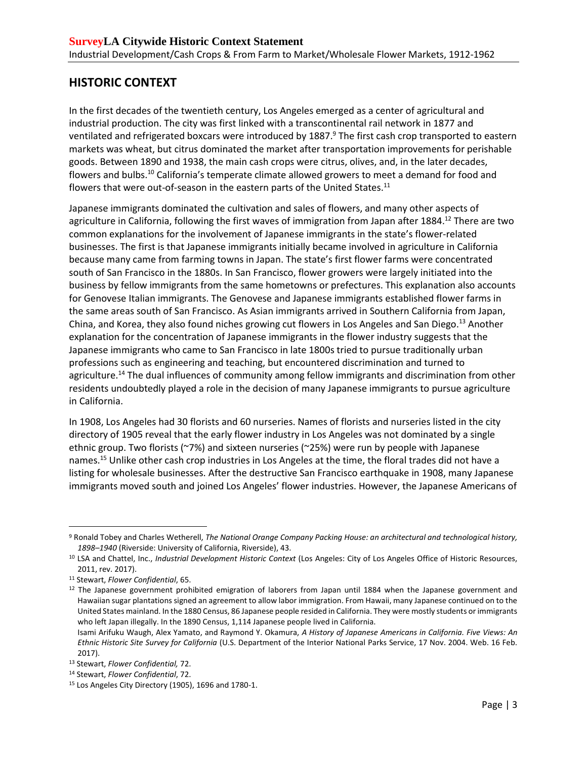## HISTORIC CONTEXT

In the first decades of the twentieth century, Los Angeles emerged as a center of agricultural and industrial production. The city was first linked with a transcontinental rail network in 1877 and ventilated and refrigerated boxcars were introduced by 1887.[9] The first cash crop transported to eastern markets was wheat, but citrus dominated the market after transportation improvements for perishable goods. Between 1890 and 1938, the main cash crops were citrus, olives, and, in the later decades, flowers and bulbs.[10] California's temperate climate allowed growers to meet a demand for food and flowers that were out-of-season in the eastern parts of the United States.[11]

Japanese immigrants dominated the cultivation and sales of flowers, and many other aspects of agriculture in California, following the first waves of immigration from Japan after 1884.[12] There are two common explanations for the involvement of Japanese immigrants in the state's flower-related businesses. The first is that Japanese immigrants initially became involved in agriculture in California because many came from farming towns in Japan. The state's first flower farms were concentrated south of San Francisco in the 1880s. In San Francisco, flower growers were largely initiated into the business by fellow immigrants from the same hometowns or prefectures. This explanation also accounts for Genovese Italian immigrants. The Genovese and Japanese immigrants established flower farms in the same areas south of San Francisco. As Asian immigrants arrived in Southern California from Japan, China, and Korea, they also found niches growing cut flowers in Los Angeles and San Diego.[13] Another explanation for the concentration of Japanese immigrants in the flower industry suggests that the Japanese immigrants who came to San Francisco in late 1800s tried to pursue traditionally urban professions such as engineering and teaching, but encountered discrimination and turned to agriculture.[14] The dual influences of community among fellow immigrants and discrimination from other residents undoubtedly played a role in the decision of many Japanese immigrants to pursue agriculture in California.

In 1908, Los Angeles had 30 florists and 60 nurseries. Names of florists and nurseries listed in the city directory of 1905 reveal that the early flower industry in Los Angeles was not dominated by a single ethnic group. Two florists (~7%) and sixteen nurseries (~25%) were run by people with Japanese names.[15] Unlike other cash crop industries in Los Angeles at the time, the floral trades did not have a listing for wholesale businesses. After the destructive San Francisco earthquake in 1908, many Japanese immigrants moved south and joined Los Angeles' flower industries. However, the Japanese Americans of

---

[9] Ronald Tobey and Charles Wetherell, *The National Orange Company Packing House: an architectural and technological history, 1898–1940* (Riverside: University of California, Riverside), 43.

[10] LSA and Chattel, Inc., *Industrial Development Historic Context* (Los Angeles: City of Los Angeles Office of Historic Resources, 2011, rev. 2017).

[11] Stewart, *Flower Confidential*, 65.

[12] The Japanese government prohibited emigration of laborers from Japan until 1884 when the Japanese government and Hawaiian sugar plantations signed an agreement to allow labor immigration. From Hawaii, many Japanese continued on to the United States mainland. In the 1880 Census, 86 Japanese people resided in California. They were mostly students or immigrants who left Japan illegally. In the 1890 Census, 1,114 Japanese people lived in California.
Isami Arifuku Waugh, Alex Yamato, and Raymond Y. Okamura, *A History of Japanese Americans in California. Five Views: An Ethnic Historic Site Survey for California* (U.S. Department of the Interior National Parks Service, 17 Nov. 2004. Web. 16 Feb. 2017).

[13] Stewart, *Flower Confidential,* 72.

[14] Stewart, *Flower Confidential*, 72.

[15] Los Angeles City Directory (1905), 1696 and 1780-1.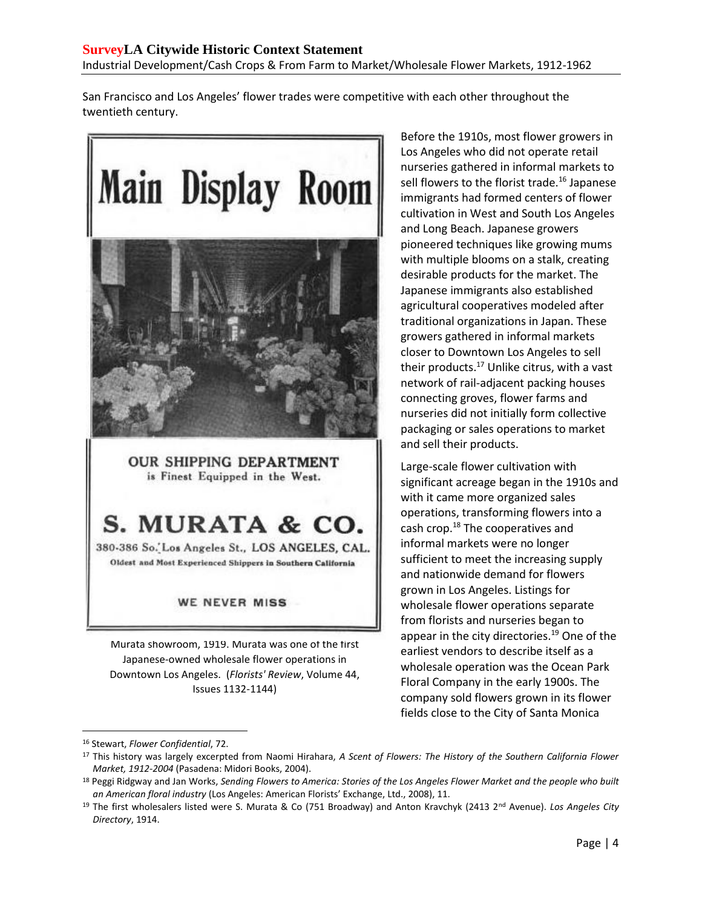San Francisco and Los Angeles' flower trades were competitive with each other throughout the twentieth century.

Murata showroom, 1919. Murata was one of the first Japanese-owned wholesale flower operations in Downtown Los Angeles. (*Florists' Review*, Volume 44, Issues 1132-1144)

Before the 1910s, most flower growers in Los Angeles who did not operate retail nurseries gathered in informal markets to sell flowers to the florist trade.[16] Japanese immigrants had formed centers of flower cultivation in West and South Los Angeles and Long Beach. Japanese growers pioneered techniques like growing mums with multiple blooms on a stalk, creating desirable products for the market. The Japanese immigrants also established agricultural cooperatives modeled after traditional organizations in Japan. These growers gathered in informal markets closer to Downtown Los Angeles to sell their products.[17] Unlike citrus, with a vast network of rail-adjacent packing houses connecting groves, flower farms and nurseries did not initially form collective packaging or sales operations to market and sell their products.

Large-scale flower cultivation with significant acreage began in the 1910s and with it came more organized sales operations, transforming flowers into a cash crop.[18] The cooperatives and informal markets were no longer sufficient to meet the increasing supply and nationwide demand for flowers grown in Los Angeles. Listings for wholesale flower operations separate from florists and nurseries began to appear in the city directories.[19] One of the earliest vendors to describe itself as a wholesale operation was the Ocean Park Floral Company in the early 1900s. The company sold flowers grown in its flower fields close to the City of Santa Monica

---

[16] Stewart, *Flower Confidential*, 72.

[17] This history was largely excerpted from Naomi Hirahara, *A Scent of Flowers: The History of the Southern California Flower Market, 1912-2004* (Pasadena: Midori Books, 2004).

[18] Peggi Ridgway and Jan Works, *Sending Flowers to America: Stories of the Los Angeles Flower Market and the people who built an American floral industry* (Los Angeles: American Florists' Exchange, Ltd., 2008), 11.

[19] The first wholesalers listed were S. Murata & Co (751 Broadway) and Anton Kravchyk (2413 2nd Avenue). *Los Angeles City Directory*, 1914.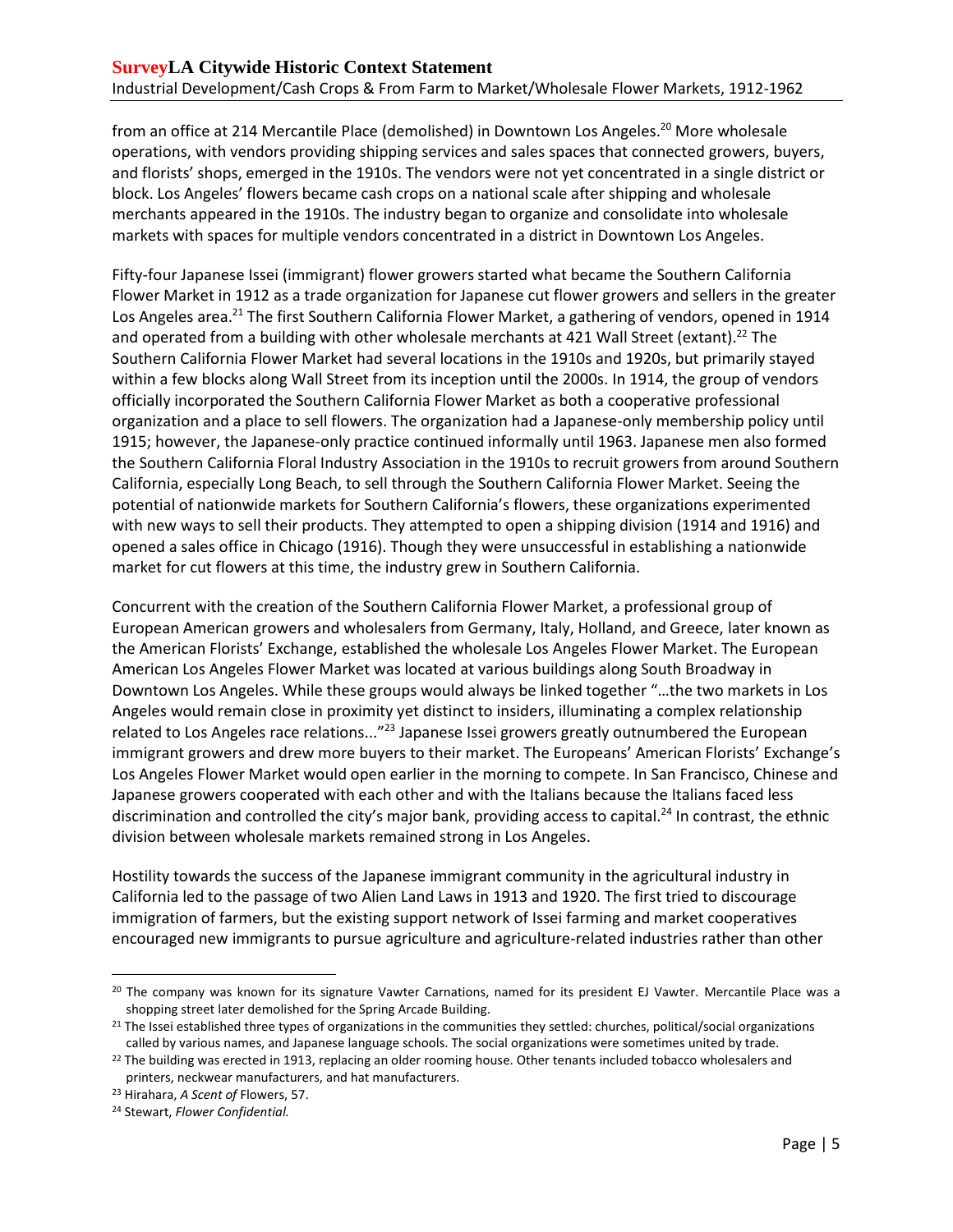from an office at 214 Mercantile Place (demolished) in Downtown Los Angeles.[20] More wholesale operations, with vendors providing shipping services and sales spaces that connected growers, buyers, and florists' shops, emerged in the 1910s. The vendors were not yet concentrated in a single district or block. Los Angeles' flowers became cash crops on a national scale after shipping and wholesale merchants appeared in the 1910s. The industry began to organize and consolidate into wholesale markets with spaces for multiple vendors concentrated in a district in Downtown Los Angeles.

Fifty-four Japanese Issei (immigrant) flower growers started what became the Southern California Flower Market in 1912 as a trade organization for Japanese cut flower growers and sellers in the greater Los Angeles area.[21] The first Southern California Flower Market, a gathering of vendors, opened in 1914 and operated from a building with other wholesale merchants at 421 Wall Street (extant).[22] The Southern California Flower Market had several locations in the 1910s and 1920s, but primarily stayed within a few blocks along Wall Street from its inception until the 2000s. In 1914, the group of vendors officially incorporated the Southern California Flower Market as both a cooperative professional organization and a place to sell flowers. The organization had a Japanese-only membership policy until 1915; however, the Japanese-only practice continued informally until 1963. Japanese men also formed the Southern California Floral Industry Association in the 1910s to recruit growers from around Southern California, especially Long Beach, to sell through the Southern California Flower Market. Seeing the potential of nationwide markets for Southern California's flowers, these organizations experimented with new ways to sell their products. They attempted to open a shipping division (1914 and 1916) and opened a sales office in Chicago (1916). Though they were unsuccessful in establishing a nationwide market for cut flowers at this time, the industry grew in Southern California.

Concurrent with the creation of the Southern California Flower Market, a professional group of European American growers and wholesalers from Germany, Italy, Holland, and Greece, later known as the American Florists' Exchange, established the wholesale Los Angeles Flower Market. The European American Los Angeles Flower Market was located at various buildings along South Broadway in Downtown Los Angeles. While these groups would always be linked together "…the two markets in Los Angeles would remain close in proximity yet distinct to insiders, illuminating a complex relationship related to Los Angeles race relations..."[23] Japanese Issei growers greatly outnumbered the European immigrant growers and drew more buyers to their market. The Europeans' American Florists' Exchange's Los Angeles Flower Market would open earlier in the morning to compete. In San Francisco, Chinese and Japanese growers cooperated with each other and with the Italians because the Italians faced less discrimination and controlled the city's major bank, providing access to capital.[24] In contrast, the ethnic division between wholesale markets remained strong in Los Angeles.

Hostility towards the success of the Japanese immigrant community in the agricultural industry in California led to the passage of two Alien Land Laws in 1913 and 1920. The first tried to discourage immigration of farmers, but the existing support network of Issei farming and market cooperatives encouraged new immigrants to pursue agriculture and agriculture-related industries rather than other

---

[20] The company was known for its signature Vawter Carnations, named for its president EJ Vawter. Mercantile Place was a shopping street later demolished for the Spring Arcade Building.

[21] The Issei established three types of organizations in the communities they settled: churches, political/social organizations called by various names, and Japanese language schools. The social organizations were sometimes united by trade.

[22] The building was erected in 1913, replacing an older rooming house. Other tenants included tobacco wholesalers and printers, neckwear manufacturers, and hat manufacturers.

[23] Hirahara, *A Scent of* Flowers, 57.

[24] Stewart, *Flower Confidential.*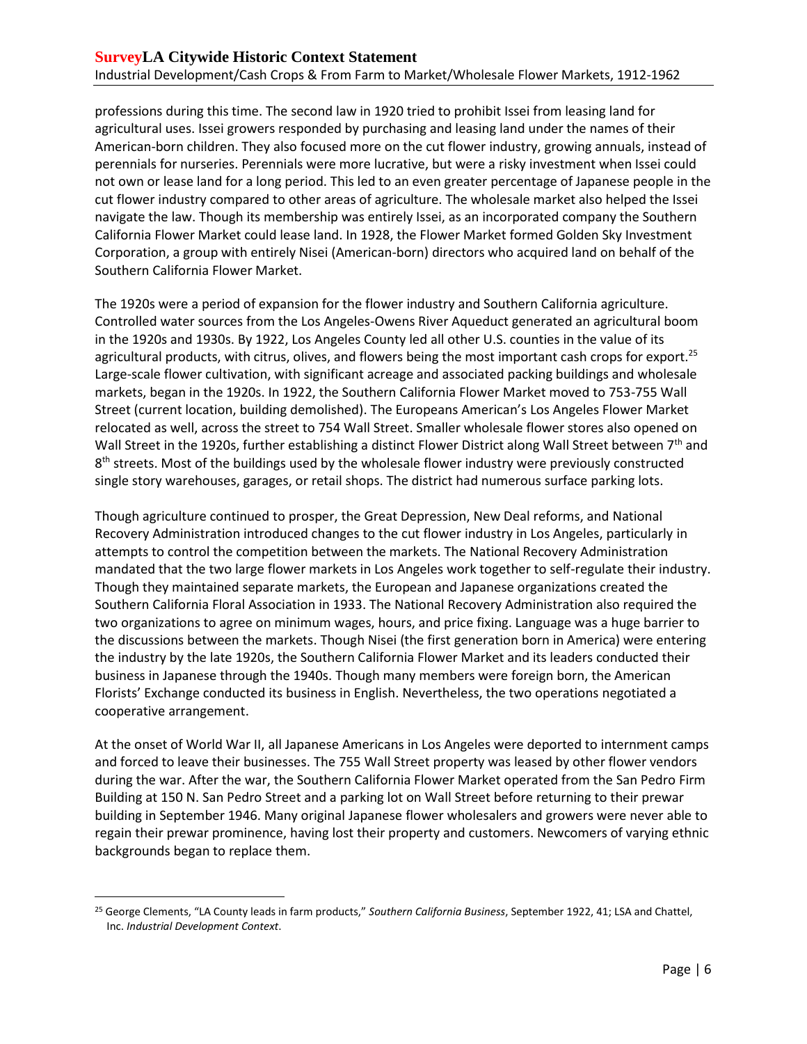professions during this time. The second law in 1920 tried to prohibit Issei from leasing land for agricultural uses. Issei growers responded by purchasing and leasing land under the names of their American-born children. They also focused more on the cut flower industry, growing annuals, instead of perennials for nurseries. Perennials were more lucrative, but were a risky investment when Issei could not own or lease land for a long period. This led to an even greater percentage of Japanese people in the cut flower industry compared to other areas of agriculture. The wholesale market also helped the Issei navigate the law. Though its membership was entirely Issei, as an incorporated company the Southern California Flower Market could lease land. In 1928, the Flower Market formed Golden Sky Investment Corporation, a group with entirely Nisei (American-born) directors who acquired land on behalf of the Southern California Flower Market.

The 1920s were a period of expansion for the flower industry and Southern California agriculture. Controlled water sources from the Los Angeles-Owens River Aqueduct generated an agricultural boom in the 1920s and 1930s. By 1922, Los Angeles County led all other U.S. counties in the value of its agricultural products, with citrus, olives, and flowers being the most important cash crops for export.[25] Large-scale flower cultivation, with significant acreage and associated packing buildings and wholesale markets, began in the 1920s. In 1922, the Southern California Flower Market moved to 753-755 Wall Street (current location, building demolished). The Europeans American's Los Angeles Flower Market relocated as well, across the street to 754 Wall Street. Smaller wholesale flower stores also opened on Wall Street in the 1920s, further establishing a distinct Flower District along Wall Street between 7th and 8th streets. Most of the buildings used by the wholesale flower industry were previously constructed single story warehouses, garages, or retail shops. The district had numerous surface parking lots.

Though agriculture continued to prosper, the Great Depression, New Deal reforms, and National Recovery Administration introduced changes to the cut flower industry in Los Angeles, particularly in attempts to control the competition between the markets. The National Recovery Administration mandated that the two large flower markets in Los Angeles work together to self-regulate their industry. Though they maintained separate markets, the European and Japanese organizations created the Southern California Floral Association in 1933. The National Recovery Administration also required the two organizations to agree on minimum wages, hours, and price fixing. Language was a huge barrier to the discussions between the markets. Though Nisei (the first generation born in America) were entering the industry by the late 1920s, the Southern California Flower Market and its leaders conducted their business in Japanese through the 1940s. Though many members were foreign born, the American Florists' Exchange conducted its business in English. Nevertheless, the two operations negotiated a cooperative arrangement.

At the onset of World War II, all Japanese Americans in Los Angeles were deported to internment camps and forced to leave their businesses. The 755 Wall Street property was leased by other flower vendors during the war. After the war, the Southern California Flower Market operated from the San Pedro Firm Building at 150 N. San Pedro Street and a parking lot on Wall Street before returning to their prewar building in September 1946. Many original Japanese flower wholesalers and growers were never able to regain their prewar prominence, having lost their property and customers. Newcomers of varying ethnic backgrounds began to replace them.

---

[25] George Clements, "LA County leads in farm products," *Southern California Business*, September 1922, 41; LSA and Chattel, Inc. *Industrial Development Context*.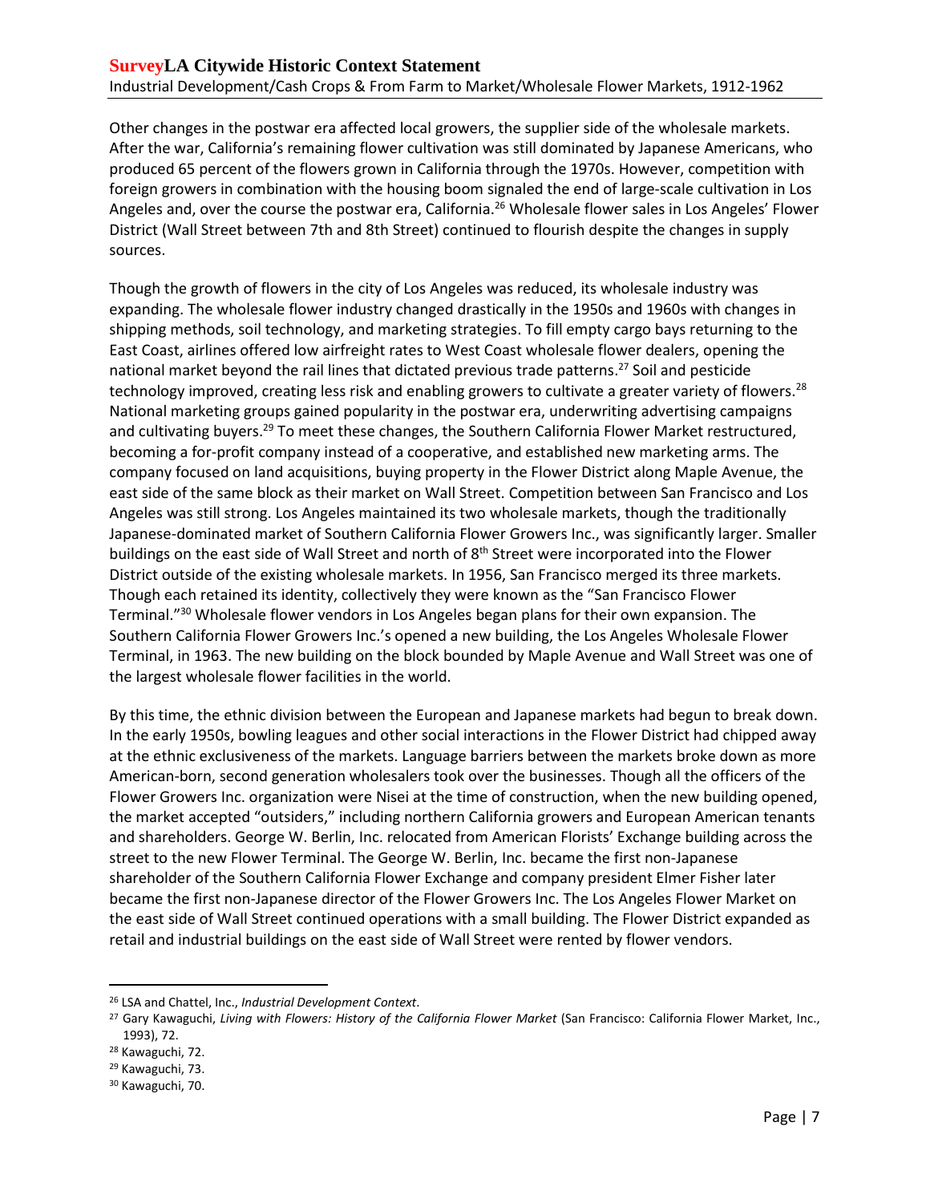Other changes in the postwar era affected local growers, the supplier side of the wholesale markets. After the war, California's remaining flower cultivation was still dominated by Japanese Americans, who produced 65 percent of the flowers grown in California through the 1970s. However, competition with foreign growers in combination with the housing boom signaled the end of large-scale cultivation in Los Angeles and, over the course the postwar era, California.[26] Wholesale flower sales in Los Angeles' Flower District (Wall Street between 7th and 8th Street) continued to flourish despite the changes in supply sources.

Though the growth of flowers in the city of Los Angeles was reduced, its wholesale industry was expanding. The wholesale flower industry changed drastically in the 1950s and 1960s with changes in shipping methods, soil technology, and marketing strategies. To fill empty cargo bays returning to the East Coast, airlines offered low airfreight rates to West Coast wholesale flower dealers, opening the national market beyond the rail lines that dictated previous trade patterns.[27] Soil and pesticide technology improved, creating less risk and enabling growers to cultivate a greater variety of flowers.[28] National marketing groups gained popularity in the postwar era, underwriting advertising campaigns and cultivating buyers.[29] To meet these changes, the Southern California Flower Market restructured, becoming a for-profit company instead of a cooperative, and established new marketing arms. The company focused on land acquisitions, buying property in the Flower District along Maple Avenue, the east side of the same block as their market on Wall Street. Competition between San Francisco and Los Angeles was still strong. Los Angeles maintained its two wholesale markets, though the traditionally Japanese-dominated market of Southern California Flower Growers Inc., was significantly larger. Smaller buildings on the east side of Wall Street and north of 8th Street were incorporated into the Flower District outside of the existing wholesale markets. In 1956, San Francisco merged its three markets. Though each retained its identity, collectively they were known as the "San Francisco Flower Terminal."[30] Wholesale flower vendors in Los Angeles began plans for their own expansion. The Southern California Flower Growers Inc.'s opened a new building, the Los Angeles Wholesale Flower Terminal, in 1963. The new building on the block bounded by Maple Avenue and Wall Street was one of the largest wholesale flower facilities in the world.

By this time, the ethnic division between the European and Japanese markets had begun to break down. In the early 1950s, bowling leagues and other social interactions in the Flower District had chipped away at the ethnic exclusiveness of the markets. Language barriers between the markets broke down as more American-born, second generation wholesalers took over the businesses. Though all the officers of the Flower Growers Inc. organization were Nisei at the time of construction, when the new building opened, the market accepted "outsiders," including northern California growers and European American tenants and shareholders. George W. Berlin, Inc. relocated from American Florists' Exchange building across the street to the new Flower Terminal. The George W. Berlin, Inc. became the first non-Japanese shareholder of the Southern California Flower Exchange and company president Elmer Fisher later became the first non-Japanese director of the Flower Growers Inc. The Los Angeles Flower Market on the east side of Wall Street continued operations with a small building. The Flower District expanded as retail and industrial buildings on the east side of Wall Street were rented by flower vendors.

---

[26] LSA and Chattel, Inc., *Industrial Development Context*.

[27] Gary Kawaguchi, *Living with Flowers: History of the California Flower Market* (San Francisco: California Flower Market, Inc., 1993), 72.

[28] Kawaguchi, 72.

[29] Kawaguchi, 73.

[30] Kawaguchi, 70.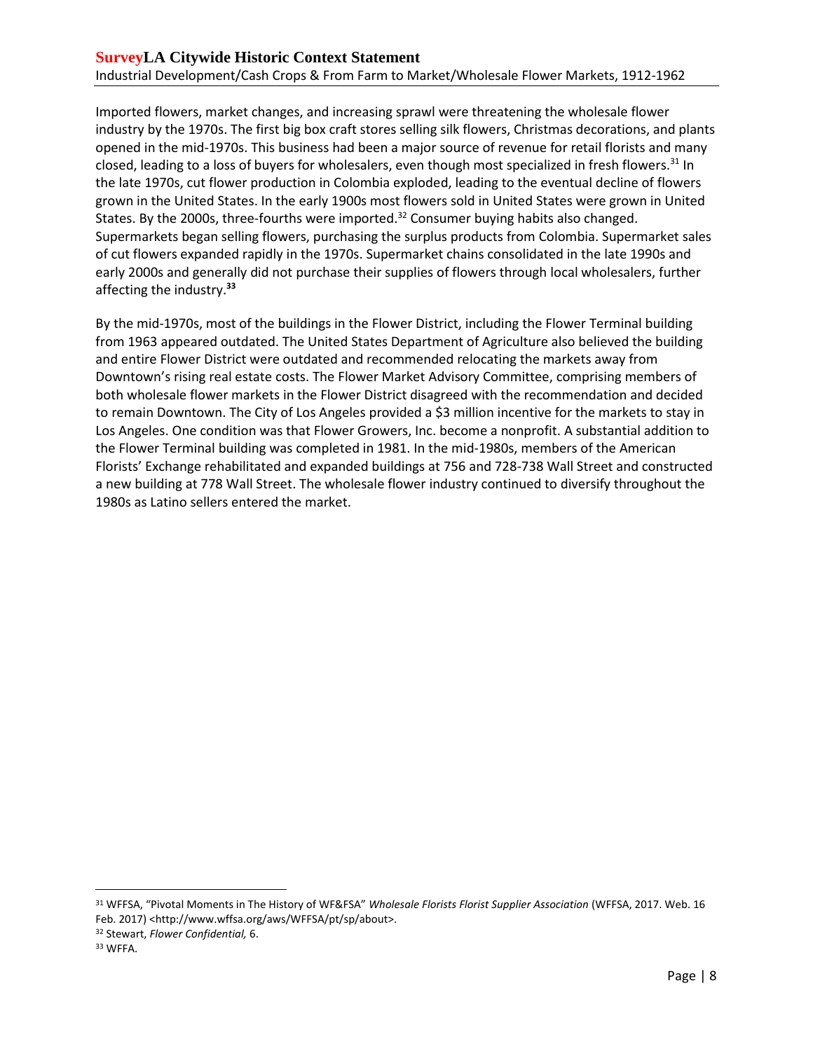Imported flowers, market changes, and increasing sprawl were threatening the wholesale flower industry by the 1970s. The first big box craft stores selling silk flowers, Christmas decorations, and plants opened in the mid-1970s. This business had been a major source of revenue for retail florists and many closed, leading to a loss of buyers for wholesalers, even though most specialized in fresh flowers.[31] In the late 1970s, cut flower production in Colombia exploded, leading to the eventual decline of flowers grown in the United States. In the early 1900s most flowers sold in United States were grown in United States. By the 2000s, three-fourths were imported.[32] Consumer buying habits also changed. Supermarkets began selling flowers, purchasing the surplus products from Colombia. Supermarket sales of cut flowers expanded rapidly in the 1970s. Supermarket chains consolidated in the late 1990s and early 2000s and generally did not purchase their supplies of flowers through local wholesalers, further affecting the industry.[33]

By the mid-1970s, most of the buildings in the Flower District, including the Flower Terminal building from 1963 appeared outdated. The United States Department of Agriculture also believed the building and entire Flower District were outdated and recommended relocating the markets away from Downtown's rising real estate costs. The Flower Market Advisory Committee, comprising members of both wholesale flower markets in the Flower District disagreed with the recommendation and decided to remain Downtown. The City of Los Angeles provided a $3 million incentive for the markets to stay in Los Angeles. One condition was that Flower Growers, Inc. become a nonprofit. A substantial addition to the Flower Terminal building was completed in 1981. In the mid-1980s, members of the American Florists' Exchange rehabilitated and expanded buildings at 756 and 728-738 Wall Street and constructed a new building at 778 Wall Street. The wholesale flower industry continued to diversify throughout the 1980s as Latino sellers entered the market.

---

[31] WFFSA, "Pivotal Moments in The History of WF&FSA" *Wholesale Florists Florist Supplier Association* (WFFSA, 2017. Web. 16 Feb. 2017) <http://www.wffsa.org/aws/WFFSA/pt/sp/about>.

[32] Stewart, *Flower Confidential,* 6.

[33] WFFA.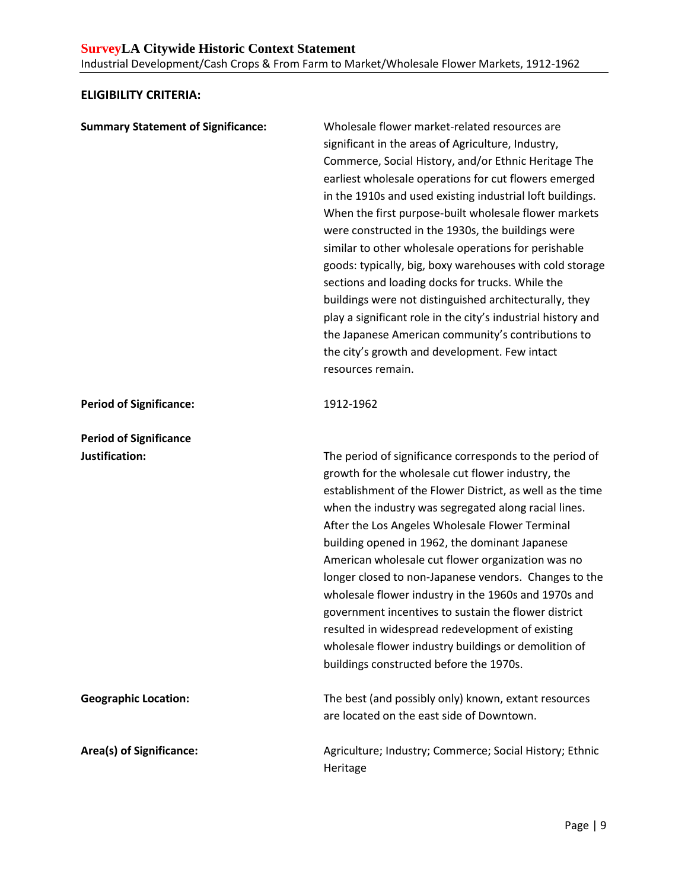## ELIGIBILITY CRITERIA:

**Summary Statement of Significance:**

Wholesale flower market-related resources are significant in the areas of Agriculture, Industry, Commerce, Social History, and/or Ethnic Heritage The earliest wholesale operations for cut flowers emerged in the 1910s and used existing industrial loft buildings. When the first purpose-built wholesale flower markets were constructed in the 1930s, the buildings were similar to other wholesale operations for perishable goods: typically, big, boxy warehouses with cold storage sections and loading docks for trucks. While the buildings were not distinguished architecturally, they play a significant role in the city's industrial history and the Japanese American community's contributions to the city's growth and development. Few intact resources remain.

**Period of Significance:**

1912-1962

**Period of Significance Justification:**

The period of significance corresponds to the period of growth for the wholesale cut flower industry, the establishment of the Flower District, as well as the time when the industry was segregated along racial lines. After the Los Angeles Wholesale Flower Terminal building opened in 1962, the dominant Japanese American wholesale cut flower organization was no longer closed to non-Japanese vendors. Changes to the wholesale flower industry in the 1960s and 1970s and government incentives to sustain the flower district resulted in widespread redevelopment of existing wholesale flower industry buildings or demolition of buildings constructed before the 1970s.

**Geographic Location:**

The best (and possibly only) known, extant resources are located on the east side of Downtown.

**Area(s) of Significance:**

Agriculture; Industry; Commerce; Social History; Ethnic Heritage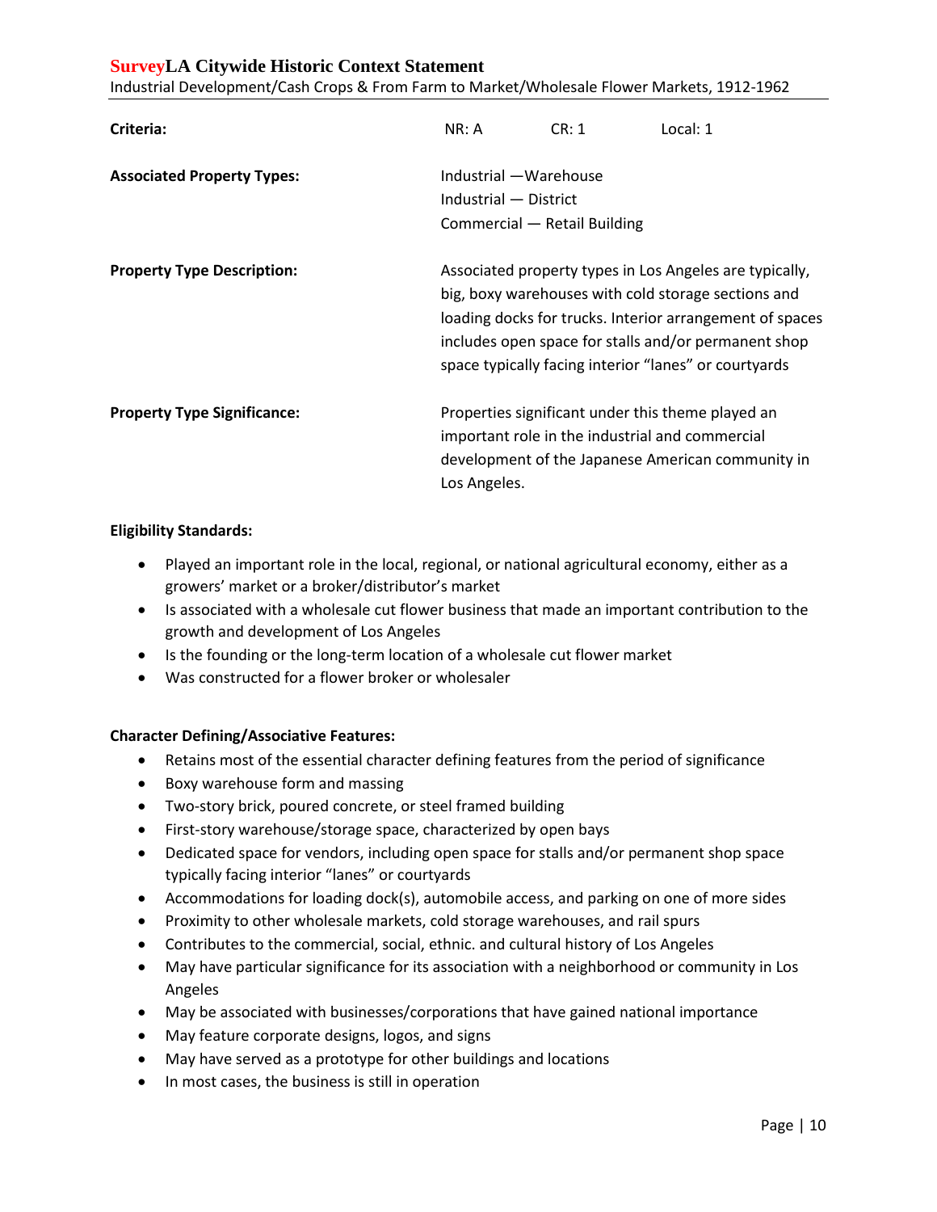**Criteria:** NR: A CR: 1 Local: 1

**Associated Property Types:**
Industrial —Warehouse
Industrial — District
Commercial — Retail Building

**Property Type Description:** Associated property types in Los Angeles are typically, big, boxy warehouses with cold storage sections and loading docks for trucks. Interior arrangement of spaces includes open space for stalls and/or permanent shop space typically facing interior "lanes" or courtyards

**Property Type Significance:** Properties significant under this theme played an important role in the industrial and commercial development of the Japanese American community in Los Angeles.

**Eligibility Standards:**

- Played an important role in the local, regional, or national agricultural economy, either as a growers' market or a broker/distributor's market
- Is associated with a wholesale cut flower business that made an important contribution to the growth and development of Los Angeles
- Is the founding or the long-term location of a wholesale cut flower market
- Was constructed for a flower broker or wholesaler

**Character Defining/Associative Features:**

- Retains most of the essential character defining features from the period of significance
- Boxy warehouse form and massing
- Two-story brick, poured concrete, or steel framed building
- First-story warehouse/storage space, characterized by open bays
- Dedicated space for vendors, including open space for stalls and/or permanent shop space typically facing interior "lanes" or courtyards
- Accommodations for loading dock(s), automobile access, and parking on one of more sides
- Proximity to other wholesale markets, cold storage warehouses, and rail spurs
- Contributes to the commercial, social, ethnic. and cultural history of Los Angeles
- May have particular significance for its association with a neighborhood or community in Los Angeles
- May be associated with businesses/corporations that have gained national importance
- May feature corporate designs, logos, and signs
- May have served as a prototype for other buildings and locations
- In most cases, the business is still in operation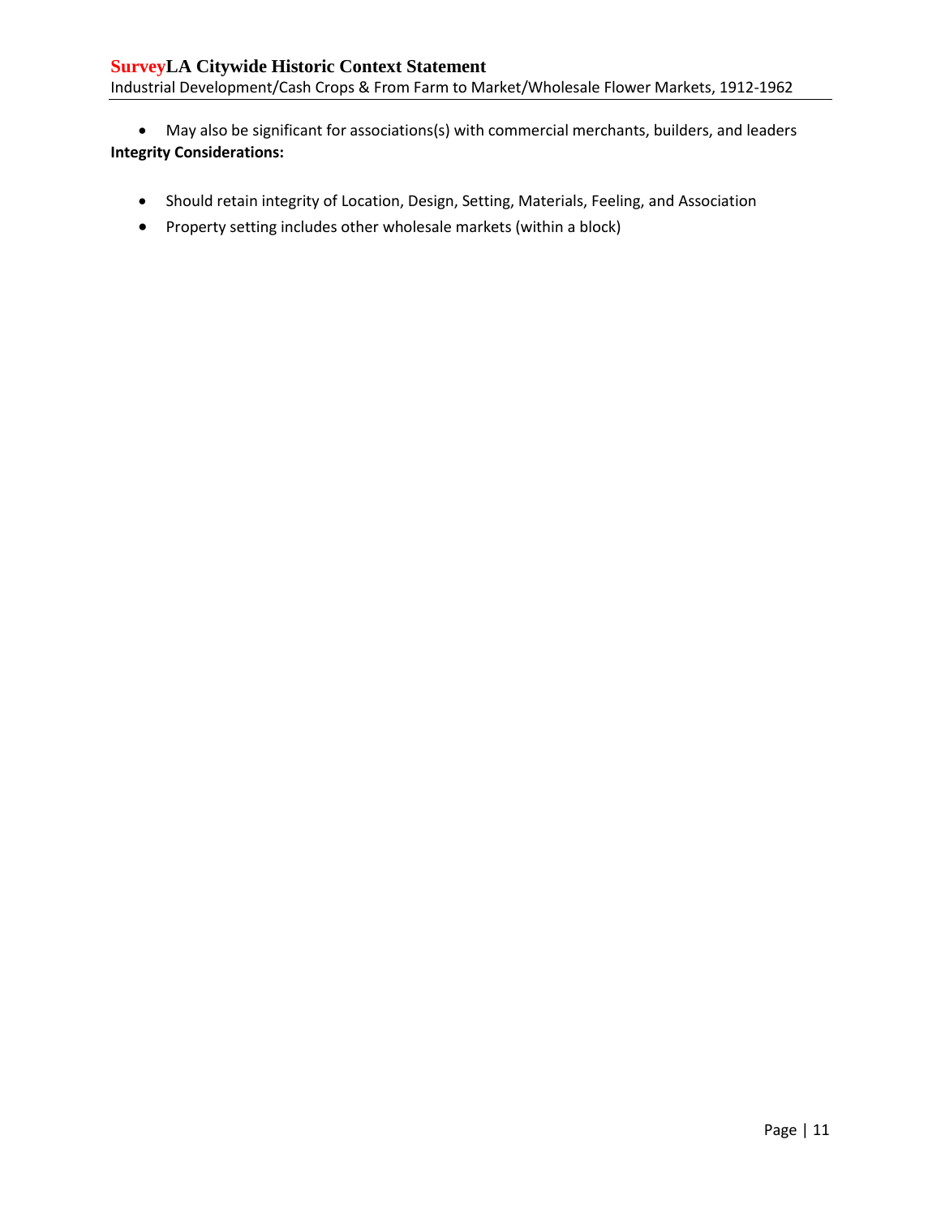- May also be significant for associations(s) with commercial merchants, builders, and leaders

**Integrity Considerations:**

- Should retain integrity of Location, Design, Setting, Materials, Feeling, and Association
- Property setting includes other wholesale markets (within a block)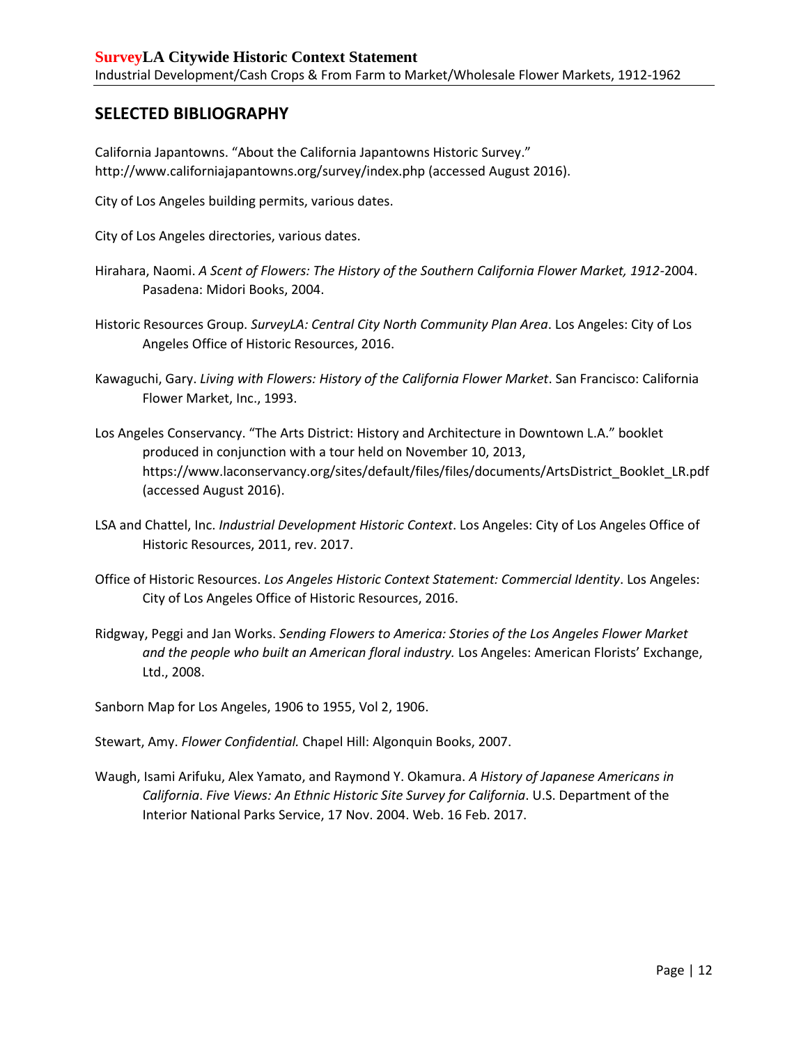## SELECTED BIBLIOGRAPHY

California Japantowns. "About the California Japantowns Historic Survey." http://www.californiajapantowns.org/survey/index.php (accessed August 2016).

City of Los Angeles building permits, various dates.

City of Los Angeles directories, various dates.

Hirahara, Naomi. *A Scent of Flowers: The History of the Southern California Flower Market, 1912*-2004. Pasadena: Midori Books, 2004.

Historic Resources Group. *SurveyLA: Central City North Community Plan Area*. Los Angeles: City of Los Angeles Office of Historic Resources, 2016.

Kawaguchi, Gary. *Living with Flowers: History of the California Flower Market*. San Francisco: California Flower Market, Inc., 1993.

Los Angeles Conservancy. "The Arts District: History and Architecture in Downtown L.A." booklet produced in conjunction with a tour held on November 10, 2013, https://www.laconservancy.org/sites/default/files/files/documents/ArtsDistrict_Booklet_LR.pdf (accessed August 2016).

LSA and Chattel, Inc. *Industrial Development Historic Context*. Los Angeles: City of Los Angeles Office of Historic Resources, 2011, rev. 2017.

Office of Historic Resources. *Los Angeles Historic Context Statement: Commercial Identity*. Los Angeles: City of Los Angeles Office of Historic Resources, 2016.

Ridgway, Peggi and Jan Works. *Sending Flowers to America: Stories of the Los Angeles Flower Market and the people who built an American floral industry.* Los Angeles: American Florists' Exchange, Ltd., 2008.

Sanborn Map for Los Angeles, 1906 to 1955, Vol 2, 1906.

Stewart, Amy. *Flower Confidential.* Chapel Hill: Algonquin Books, 2007.

Waugh, Isami Arifuku, Alex Yamato, and Raymond Y. Okamura. *A History of Japanese Americans in California*. *Five Views: An Ethnic Historic Site Survey for California*. U.S. Department of the Interior National Parks Service, 17 Nov. 2004. Web. 16 Feb. 2017.